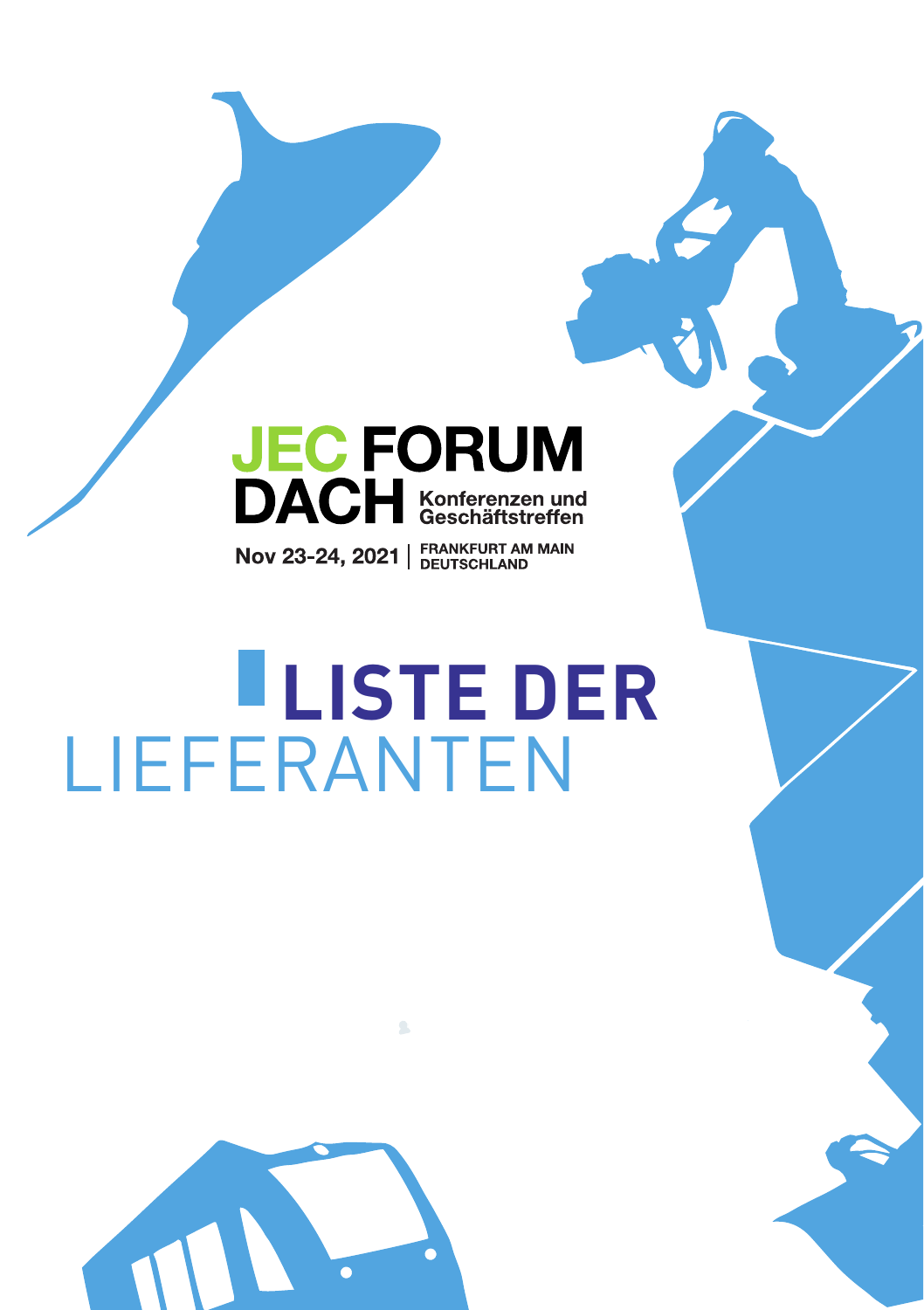# JEC FORUM DACH

Konferenzen und Geschäftstreffen

Nov 23-24, 2021 | FRANKFURT AM MAIN DEUTSCHLAND

# LISTE DER LIEFERANTEN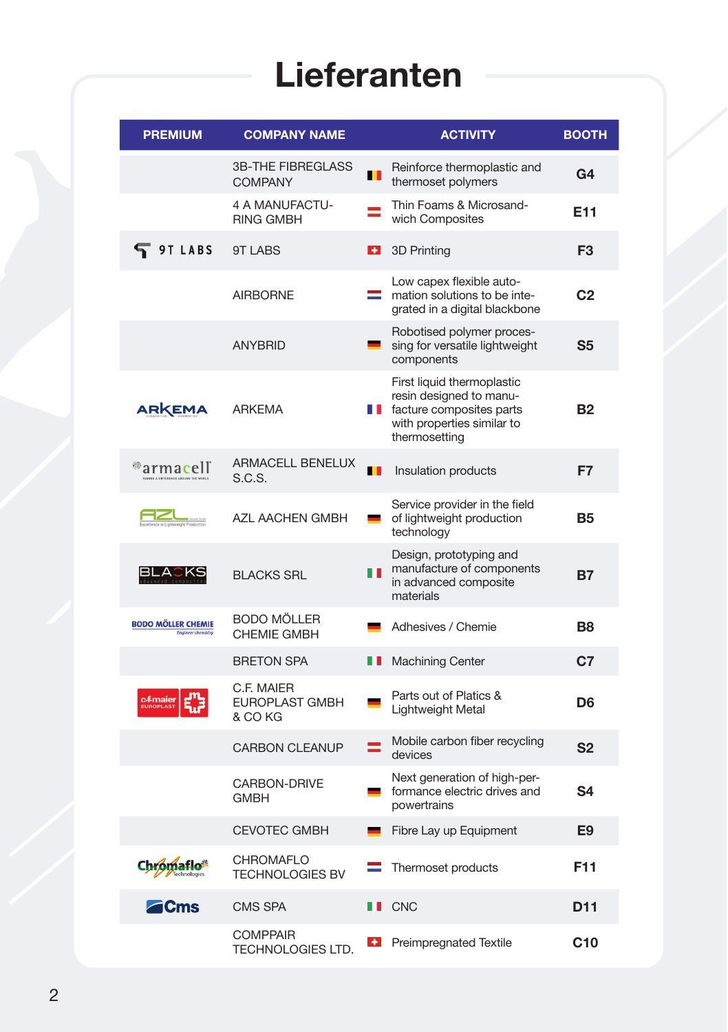# Lieferanten

| PREMIUM | COMPANY NAME | ACTIVITY | BOOTH |
|---|---|---|---|
| | 3B-THE FIBREGLASS COMPANY | Reinforce thermoplastic and thermoset polymers | G4 |
| | 4 A MANUFACTURING GMBH | Thin Foams & Microsandwich Composites | E11 |
| 9T LABS | 9T LABS | 3D Printing | F3 |
| | AIRBORNE | Low capex flexible automation solutions to be integrated in a digital blackbone | C2 |
| | ANYBRID | Robotised polymer processing for versatile lightweight components | S5 |
| ARKEMA | ARKEMA | First liquid thermoplastic resin designed to manufacture composites parts with properties similar to thermosetting | B2 |
| armacell | ARMACELL BENELUX S.C.S. | Insulation products | F7 |
| AZL | AZL AACHEN GMBH | Service provider in the field of lightweight production technology | B5 |
| BLACKS | BLACKS SRL | Design, prototyping and manufacture of components in advanced composite materials | B7 |
| BODO MÖLLER CHEMIE | BODO MÖLLER CHEMIE GMBH | Adhesives / Chemie | B8 |
| | BRETON SPA | Machining Center | C7 |
| c.f.maier EUROPLAST | C.F. MAIER EUROPLAST GMBH & CO KG | Parts out of Platics & Lightweight Metal | D6 |
| | CARBON CLEANUP | Mobile carbon fiber recycling devices | S2 |
| | CARBON-DRIVE GMBH | Next generation of high-performance electric drives and powertrains | S4 |
| | CEVOTEC GMBH | Fibre Lay up Equipment | E9 |
| Chromaflo | CHROMAFLO TECHNOLOGIES BV | Thermoset products | F11 |
| Cms | CMS SPA | CNC | D11 |
| | COMPPAIR TECHNOLOGIES LTD. | Preimpregnated Textile | C10 |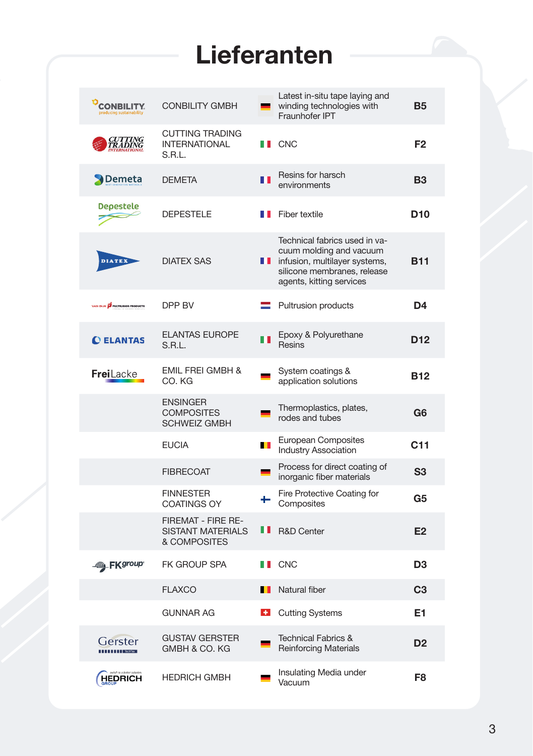# Lieferanten

| Logo | Company | Country | Description | Stand |
| --- | --- | --- | --- | --- |
| CONBILITY producing sustainability | CONBILITY GMBH | | Latest in-situ tape laying and winding technologies with Fraunhofer IPT | B5 |
| CUTTING TRADING INTERNATIONAL | CUTTING TRADING INTERNATIONAL S.R.L. | | CNC | F2 |
| Demeta | DEMETA | | Resins for harsch environments | B3 |
| Depestele | DEPESTELE | | Fiber textile | D10 |
| DIATEX | DIATEX SAS | | Technical fabrics used in vacuum molding and vacuum infusion, multilayer systems, silicone membranes, release agents, kitting services | B11 |
| VAN DIJK PULTRUSION PRODUCTS | DPP BV | | Pultrusion products | D4 |
| ELANTAS | ELANTAS EUROPE S.R.L. | | Epoxy & Polyurethane Resins | D12 |
| FreiLacke | EMIL FREI GMBH & CO. KG | | System coatings & application solutions | B12 |
| | ENSINGER COMPOSITES SCHWEIZ GMBH | | Thermoplastics, plates, rodes and tubes | G6 |
| | EUCIA | | European Composites Industry Association | C11 |
| | FIBRECOAT | | Process for direct coating of inorganic fiber materials | S3 |
| | FINNESTER COATINGS OY | | Fire Protective Coating for Composites | G5 |
| | FIREMAT - FIRE RESISTANT MATERIALS & COMPOSITES | | R&D Center | E2 |
| FK group | FK GROUP SPA | | CNC | D3 |
| | FLAXCO | | Natural fiber | C3 |
| | GUNNAR AG | | Cutting Systems | E1 |
| Gerster | GUSTAV GERSTER GMBH & CO. KG | | Technical Fabrics & Reinforcing Materials | D2 |
| HEDRICH GROUP | HEDRICH GMBH | | Insulating Media under Vacuum | F8 |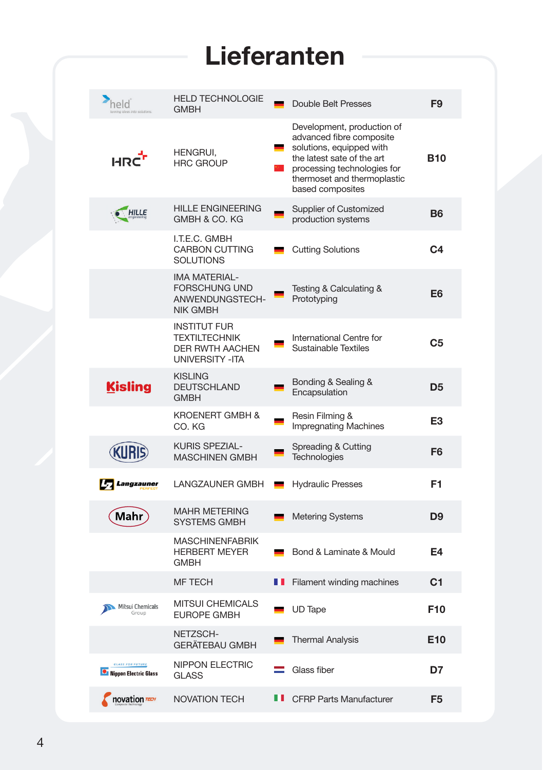# Lieferanten

| Logo | Company | Country | Description | Stand |
|---|---|---|---|---|
| held | HELD TECHNOLOGIE GMBH | DE | Double Belt Presses | F9 |
| HRC | HENGRUI, HRC GROUP | DE / CN | Development, production of advanced fibre composite solutions, equipped with the latest sate of the art processing technologies for thermoset and thermoplastic based composites | B10 |
| HILLE | HILLE ENGINEERING GMBH & CO. KG | DE | Supplier of Customized production systems | B6 |
| | I.T.E.C. GMBH CARBON CUTTING SOLUTIONS | DE | Cutting Solutions | C4 |
| | IMA MATERIAL-FORSCHUNG UND ANWENDUNGSTECH-NIK GMBH | DE | Testing & Calculating & Prototyping | E6 |
| | INSTITUT FUR TEXTILTECHNIK DER RWTH AACHEN UNIVERSITY -ITA | DE | International Centre for Sustainable Textiles | C5 |
| Kisling | KISLING DEUTSCHLAND GMBH | DE | Bonding & Sealing & Encapsulation | D5 |
| | KROENERT GMBH & CO. KG | DE | Resin Filming & Impregnating Machines | E3 |
| KURIS | KURIS SPEZIAL-MASCHINEN GMBH | DE | Spreading & Cutting Technologies | F6 |
| Langzauner | LANGZAUNER GMBH | DE | Hydraulic Presses | F1 |
| Mahr | MAHR METERING SYSTEMS GMBH | DE | Metering Systems | D9 |
| | MASCHINENFABRIK HERBERT MEYER GMBH | DE | Bond & Laminate & Mould | E4 |
| | MF TECH | FR | Filament winding machines | C1 |
| Mitsui Chemicals Group | MITSUI CHEMICALS EUROPE GMBH | DE | UD Tape | F10 |
| | NETZSCH-GERÄTEBAU GMBH | DE | Thermal Analysis | E10 |
| Nippon Electric Glass | NIPPON ELECTRIC GLASS | NL | Glass fiber | D7 |
| novation TECH | NOVATION TECH | IT | CFRP Parts Manufacturer | F5 |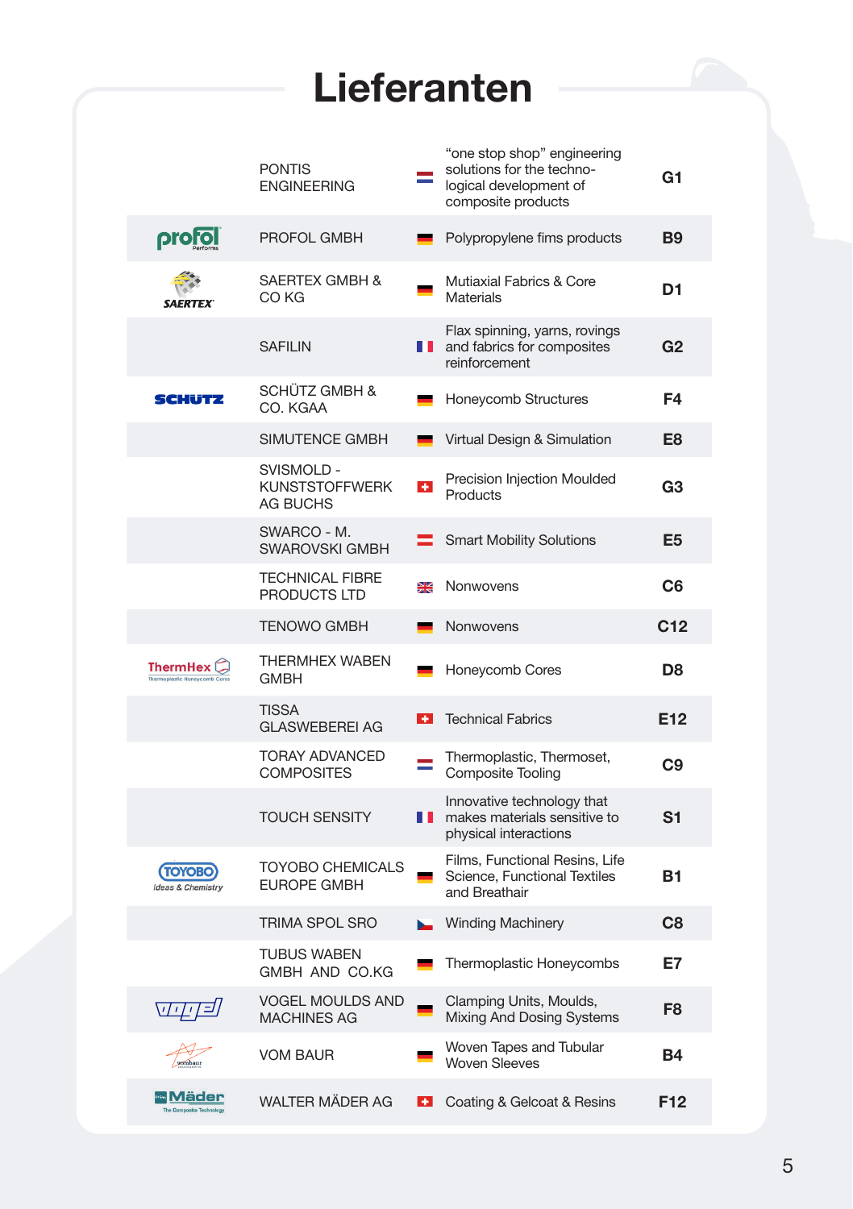# Lieferanten

| | | | | |
|---|---|---|---|---|
| | PONTIS ENGINEERING | | "one stop shop" engineering solutions for the techno-logical development of composite products | G1 |
| profol | PROFOL GMBH | | Polypropylene fims products | B9 |
| SAERTEX | SAERTEX GMBH & CO KG | | Mutiaxial Fabrics & Core Materials | D1 |
| | SAFILIN | | Flax spinning, yarns, rovings and fabrics for composites reinforcement | G2 |
| SCHÜTZ | SCHÜTZ GMBH & CO. KGAA | | Honeycomb Structures | F4 |
| | SIMUTENCE GMBH | | Virtual Design & Simulation | E8 |
| | SVISMOLD - KUNSTSTOFFWERK AG BUCHS | | Precision Injection Moulded Products | G3 |
| | SWARCO - M. SWAROVSKI GMBH | | Smart Mobility Solutions | E5 |
| | TECHNICAL FIBRE PRODUCTS LTD | | Nonwovens | C6 |
| | TENOWO GMBH | | Nonwovens | C12 |
| ThermHex Thermoplastic Honeycomb Cores | THERMHEX WABEN GMBH | | Honeycomb Cores | D8 |
| | TISSA GLASWEBEREI AG | | Technical Fabrics | E12 |
| | TORAY ADVANCED COMPOSITES | | Thermoplastic, Thermoset, Composite Tooling | C9 |
| | TOUCH SENSITY | | Innovative technology that makes materials sensitive to physical interactions | S1 |
| TOYOBO Ideas & Chemistry | TOYOBO CHEMICALS EUROPE GMBH | | Films, Functional Resins, Life Science, Functional Textiles and Breathair | B1 |
| | TRIMA SPOL SRO | | Winding Machinery | C8 |
| | TUBUS WABEN GMBH AND CO.KG | | Thermoplastic Honeycombs | E7 |
| vogel | VOGEL MOULDS AND MACHINES AG | | Clamping Units, Moulds, Mixing And Dosing Systems | F8 |
| vombaur | VOM BAUR | | Woven Tapes and Tubular Woven Sleeves | B4 |
| Mäder The Composite Technology | WALTER MÄDER AG | | Coating & Gelcoat & Resins | F12 |